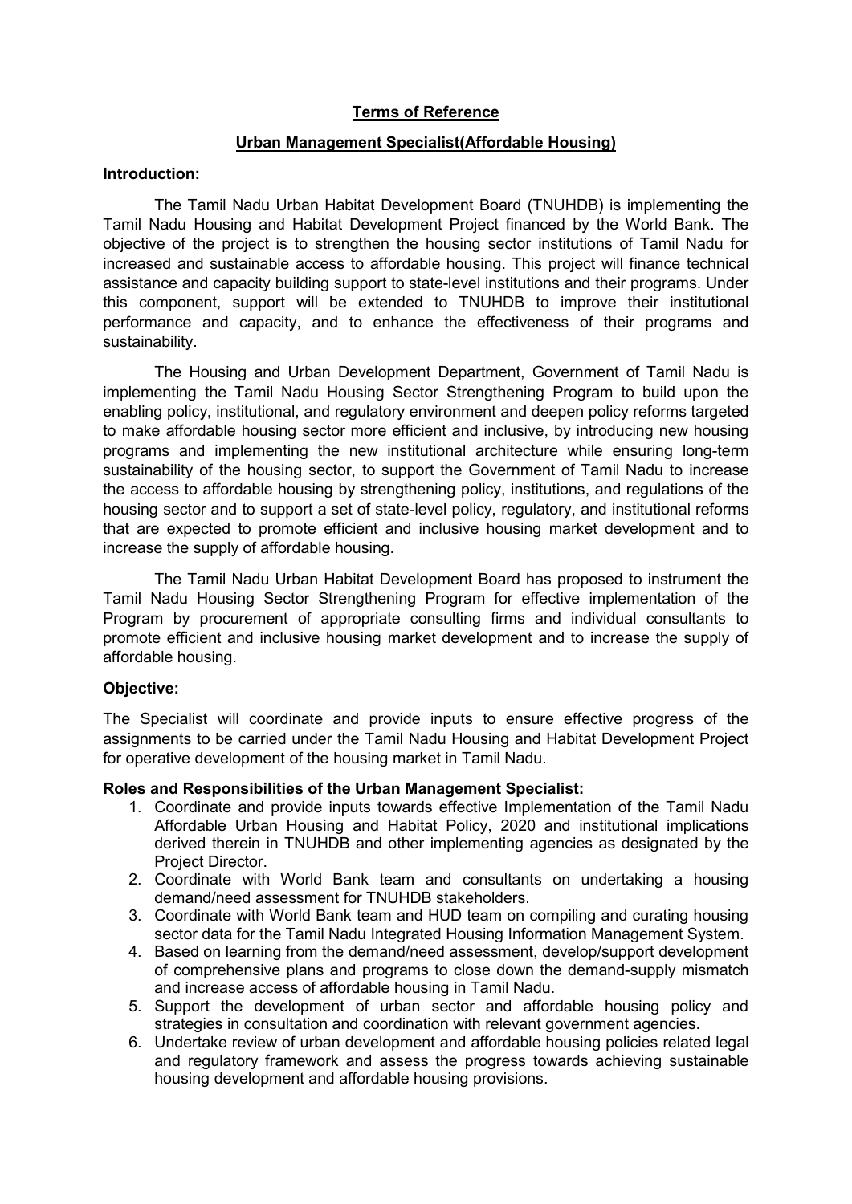# Terms of Reference

## Urban Management Specialist(Affordable Housing)

**Introduction:**

The Tamil Nadu Urban Habitat Development Board (TNUHDB) is implementing the Tamil Nadu Housing and Habitat Development Project financed by the World Bank. The objective of the project is to strengthen the housing sector institutions of Tamil Nadu for increased and sustainable access to affordable housing. This project will finance technical assistance and capacity building support to state-level institutions and their programs. Under this component, support will be extended to TNUHDB to improve their institutional performance and capacity, and to enhance the effectiveness of their programs and sustainability.

The Housing and Urban Development Department, Government of Tamil Nadu is implementing the Tamil Nadu Housing Sector Strengthening Program to build upon the enabling policy, institutional, and regulatory environment and deepen policy reforms targeted to make affordable housing sector more efficient and inclusive, by introducing new housing programs and implementing the new institutional architecture while ensuring long-term sustainability of the housing sector, to support the Government of Tamil Nadu to increase the access to affordable housing by strengthening policy, institutions, and regulations of the housing sector and to support a set of state-level policy, regulatory, and institutional reforms that are expected to promote efficient and inclusive housing market development and to increase the supply of affordable housing.

The Tamil Nadu Urban Habitat Development Board has proposed to instrument the Tamil Nadu Housing Sector Strengthening Program for effective implementation of the Program by procurement of appropriate consulting firms and individual consultants to promote efficient and inclusive housing market development and to increase the supply of affordable housing.

**Objective:**

The Specialist will coordinate and provide inputs to ensure effective progress of the assignments to be carried under the Tamil Nadu Housing and Habitat Development Project for operative development of the housing market in Tamil Nadu.

**Roles and Responsibilities of the Urban Management Specialist:**

1. Coordinate and provide inputs towards effective Implementation of the Tamil Nadu Affordable Urban Housing and Habitat Policy, 2020 and institutional implications derived therein in TNUHDB and other implementing agencies as designated by the Project Director.
2. Coordinate with World Bank team and consultants on undertaking a housing demand/need assessment for TNUHDB stakeholders.
3. Coordinate with World Bank team and HUD team on compiling and curating housing sector data for the Tamil Nadu Integrated Housing Information Management System.
4. Based on learning from the demand/need assessment, develop/support development of comprehensive plans and programs to close down the demand-supply mismatch and increase access of affordable housing in Tamil Nadu.
5. Support the development of urban sector and affordable housing policy and strategies in consultation and coordination with relevant government agencies.
6. Undertake review of urban development and affordable housing policies related legal and regulatory framework and assess the progress towards achieving sustainable housing development and affordable housing provisions.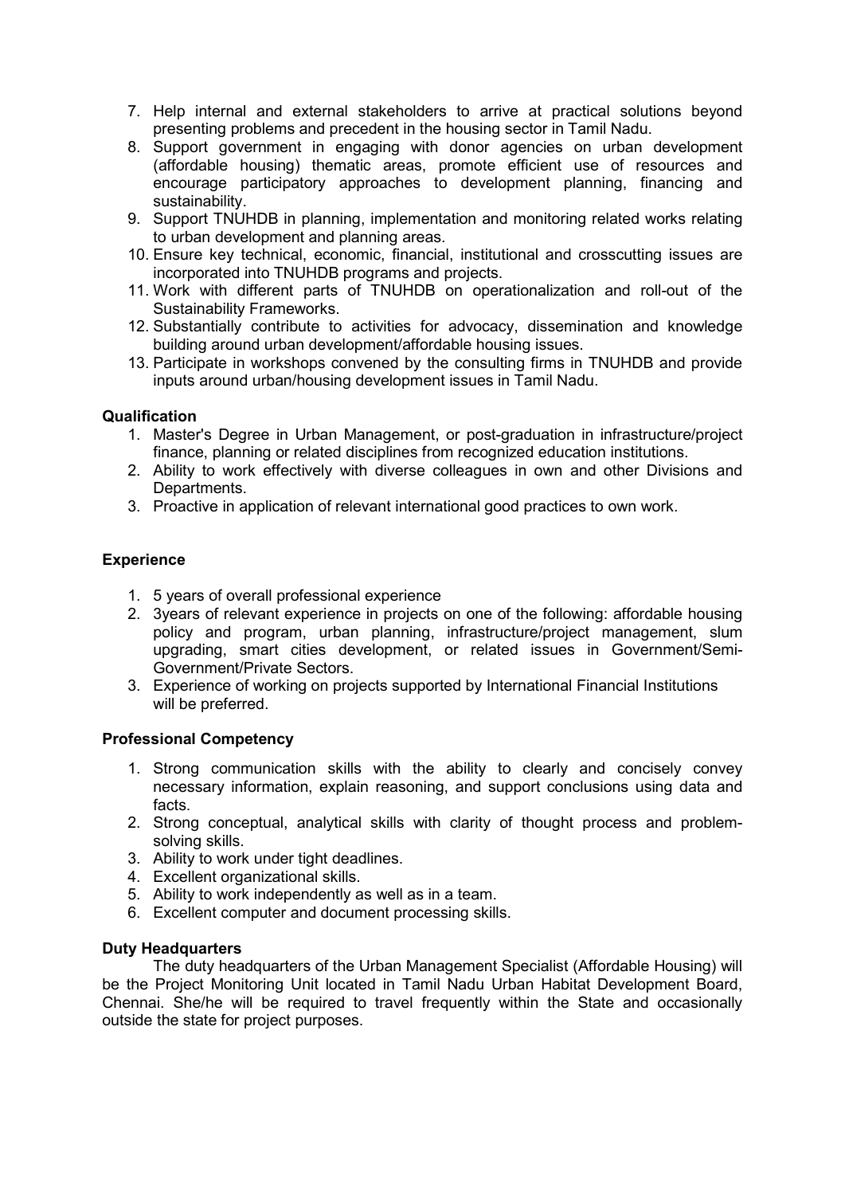7. Help internal and external stakeholders to arrive at practical solutions beyond presenting problems and precedent in the housing sector in Tamil Nadu.
8. Support government in engaging with donor agencies on urban development (affordable housing) thematic areas, promote efficient use of resources and encourage participatory approaches to development planning, financing and sustainability.
9. Support TNUHDB in planning, implementation and monitoring related works relating to urban development and planning areas.
10. Ensure key technical, economic, financial, institutional and crosscutting issues are incorporated into TNUHDB programs and projects.
11. Work with different parts of TNUHDB on operationalization and roll-out of the Sustainability Frameworks.
12. Substantially contribute to activities for advocacy, dissemination and knowledge building around urban development/affordable housing issues.
13. Participate in workshops convened by the consulting firms in TNUHDB and provide inputs around urban/housing development issues in Tamil Nadu.

**Qualification**

1. Master's Degree in Urban Management, or post-graduation in infrastructure/project finance, planning or related disciplines from recognized education institutions.
2. Ability to work effectively with diverse colleagues in own and other Divisions and Departments.
3. Proactive in application of relevant international good practices to own work.

**Experience**

1. 5 years of overall professional experience
2. 3years of relevant experience in projects on one of the following: affordable housing policy and program, urban planning, infrastructure/project management, slum upgrading, smart cities development, or related issues in Government/Semi-Government/Private Sectors.
3. Experience of working on projects supported by International Financial Institutions will be preferred.

**Professional Competency**

1. Strong communication skills with the ability to clearly and concisely convey necessary information, explain reasoning, and support conclusions using data and facts.
2. Strong conceptual, analytical skills with clarity of thought process and problem-solving skills.
3. Ability to work under tight deadlines.
4. Excellent organizational skills.
5. Ability to work independently as well as in a team.
6. Excellent computer and document processing skills.

**Duty Headquarters**

The duty headquarters of the Urban Management Specialist (Affordable Housing) will be the Project Monitoring Unit located in Tamil Nadu Urban Habitat Development Board, Chennai. She/he will be required to travel frequently within the State and occasionally outside the state for project purposes.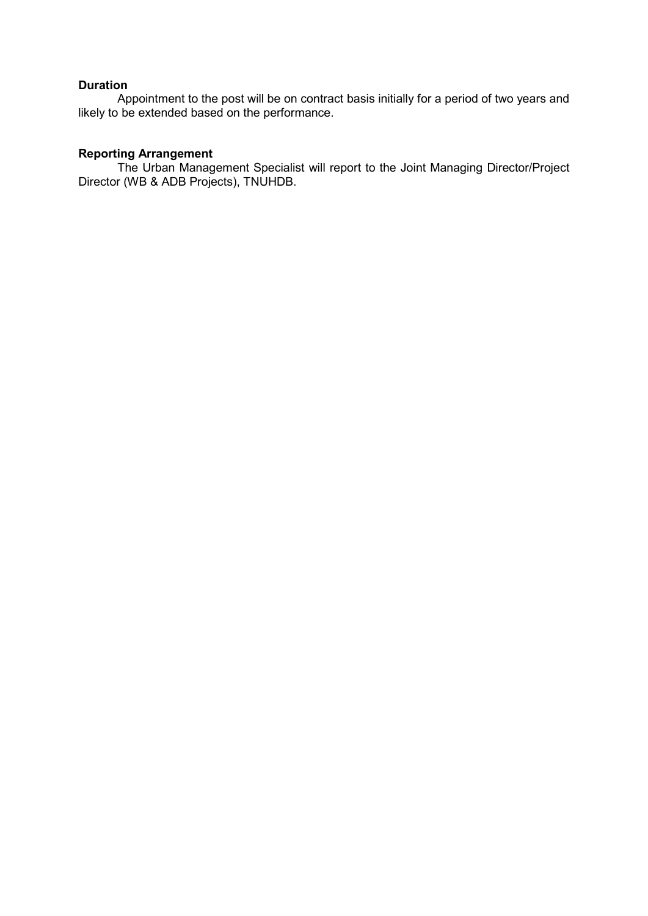**Duration**

Appointment to the post will be on contract basis initially for a period of two years and likely to be extended based on the performance.

**Reporting Arrangement**

The Urban Management Specialist will report to the Joint Managing Director/Project Director (WB & ADB Projects), TNUHDB.